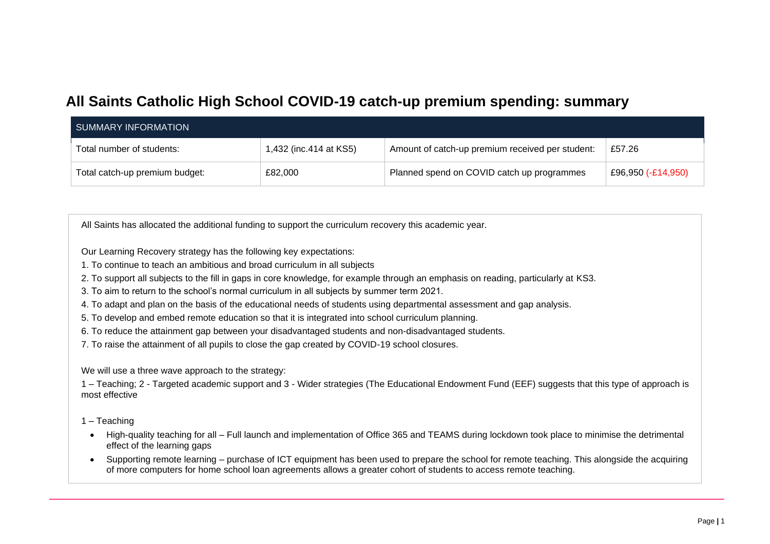# All Saints Catholic High School COVID-19 catch-up premium spending: summary

| SUMMARY INFORMATION | | | |
|---|---|---|---|
| Total number of students: | 1,432 (inc.414 at KS5) | Amount of catch-up premium received per student: | £57.26 |
| Total catch-up premium budget: | £82,000 | Planned spend on COVID catch up programmes | £96,950 (-£14,950) |

All Saints has allocated the additional funding to support the curriculum recovery this academic year.

Our Learning Recovery strategy has the following key expectations:

1. To continue to teach an ambitious and broad curriculum in all subjects
2. To support all subjects to the fill in gaps in core knowledge, for example through an emphasis on reading, particularly at KS3.
3. To aim to return to the school's normal curriculum in all subjects by summer term 2021.
4. To adapt and plan on the basis of the educational needs of students using departmental assessment and gap analysis.
5. To develop and embed remote education so that it is integrated into school curriculum planning.
6. To reduce the attainment gap between your disadvantaged students and non-disadvantaged students.
7. To raise the attainment of all pupils to close the gap created by COVID-19 school closures.

We will use a three wave approach to the strategy:

1 – Teaching; 2 - Targeted academic support and 3 - Wider strategies (The Educational Endowment Fund (EEF) suggests that this type of approach is most effective

1 – Teaching

- High-quality teaching for all – Full launch and implementation of Office 365 and TEAMS during lockdown took place to minimise the detrimental effect of the learning gaps
- Supporting remote learning – purchase of ICT equipment has been used to prepare the school for remote teaching. This alongside the acquiring of more computers for home school loan agreements allows a greater cohort of students to access remote teaching.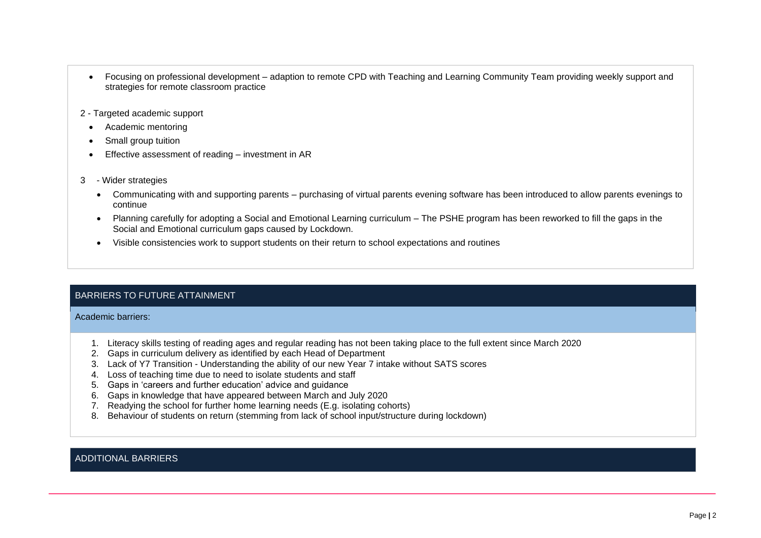- Focusing on professional development – adaption to remote CPD with Teaching and Learning Community Team providing weekly support and strategies for remote classroom practice

2 - Targeted academic support

- Academic mentoring
- Small group tuition
- Effective assessment of reading – investment in AR

3 - Wider strategies

- Communicating with and supporting parents – purchasing of virtual parents evening software has been introduced to allow parents evenings to continue
- Planning carefully for adopting a Social and Emotional Learning curriculum – The PSHE program has been reworked to fill the gaps in the Social and Emotional curriculum gaps caused by Lockdown.
- Visible consistencies work to support students on their return to school expectations and routines

## BARRIERS TO FUTURE ATTAINMENT

### Academic barriers:

1. Literacy skills testing of reading ages and regular reading has not been taking place to the full extent since March 2020
2. Gaps in curriculum delivery as identified by each Head of Department
3. Lack of Y7 Transition - Understanding the ability of our new Year 7 intake without SATS scores
4. Loss of teaching time due to need to isolate students and staff
5. Gaps in 'careers and further education' advice and guidance
6. Gaps in knowledge that have appeared between March and July 2020
7. Readying the school for further home learning needs (E.g. isolating cohorts)
8. Behaviour of students on return (stemming from lack of school input/structure during lockdown)

## ADDITIONAL BARRIERS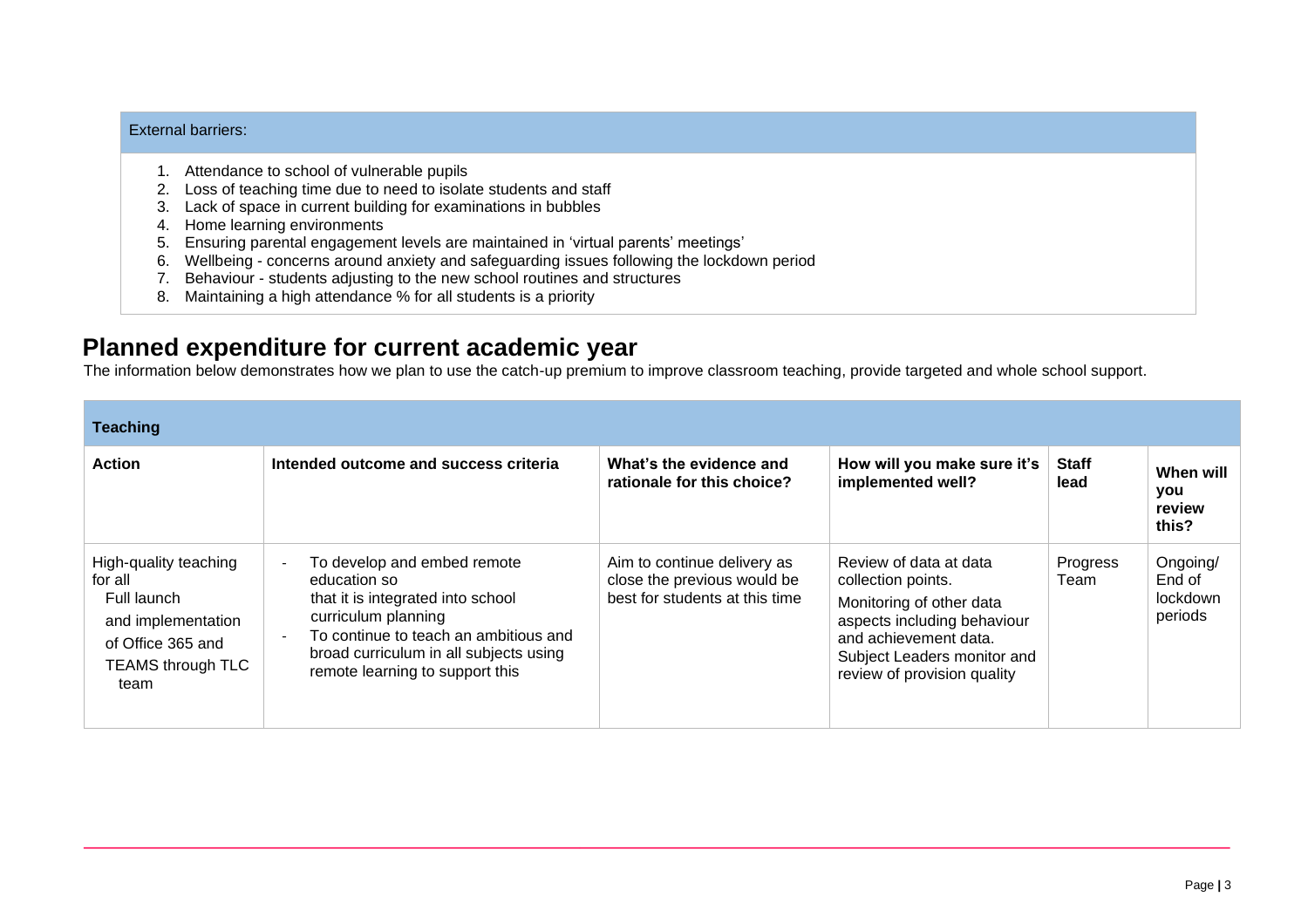| External barriers: |
|---|
| 1. Attendance to school of vulnerable pupils<br>2. Loss of teaching time due to need to isolate students and staff<br>3. Lack of space in current building for examinations in bubbles<br>4. Home learning environments<br>5. Ensuring parental engagement levels are maintained in 'virtual parents' meetings'<br>6. Wellbeing - concerns around anxiety and safeguarding issues following the lockdown period<br>7. Behaviour - students adjusting to the new school routines and structures<br>8. Maintaining a high attendance % for all students is a priority |

## Planned expenditure for current academic year

The information below demonstrates how we plan to use the catch-up premium to improve classroom teaching, provide targeted and whole school support.

| **Teaching** | | | | | |
|---|---|---|---|---|---|
| **Action** | **Intended outcome and success criteria** | **What's the evidence and rationale for this choice?** | **How will you make sure it's implemented well?** | **Staff lead** | **When will you review this?** |
| High-quality teaching for all<br>Full launch and implementation of Office 365 and TEAMS through TLC team | - To develop and embed remote education so that it is integrated into school curriculum planning<br>- To continue to teach an ambitious and broad curriculum in all subjects using remote learning to support this | Aim to continue delivery as close the previous would be best for students at this time | Review of data at data collection points.<br>Monitoring of other data aspects including behaviour and achievement data.<br>Subject Leaders monitor and review of provision quality | Progress Team | Ongoing/ End of lockdown periods |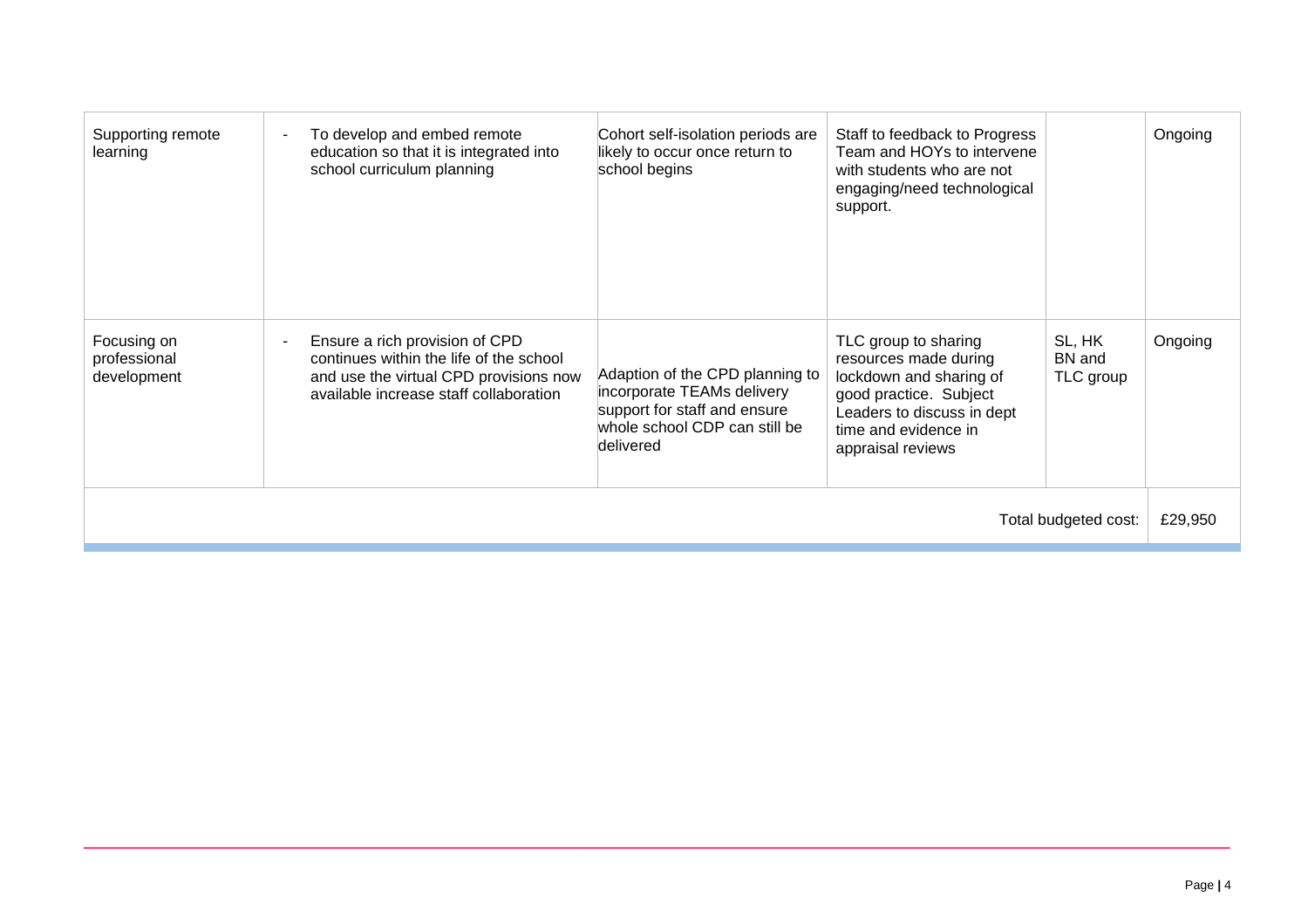| | | | | | |
|---|---|---|---|---|---|
| Supporting remote learning | - To develop and embed remote education so that it is integrated into school curriculum planning | Cohort self-isolation periods are likely to occur once return to school begins | Staff to feedback to Progress Team and HOYs to intervene with students who are not engaging/need technological support. | | Ongoing |
| Focusing on professional development | - Ensure a rich provision of CPD continues within the life of the school and use the virtual CPD provisions now available increase staff collaboration | Adaption of the CPD planning to incorporate TEAMs delivery support for staff and ensure whole school CDP can still be delivered | TLC group to sharing resources made during lockdown and sharing of good practice. Subject Leaders to discuss in dept time and evidence in appraisal reviews | SL, HK BN and TLC group | Ongoing |
| | | | | Total budgeted cost: | £29,950 |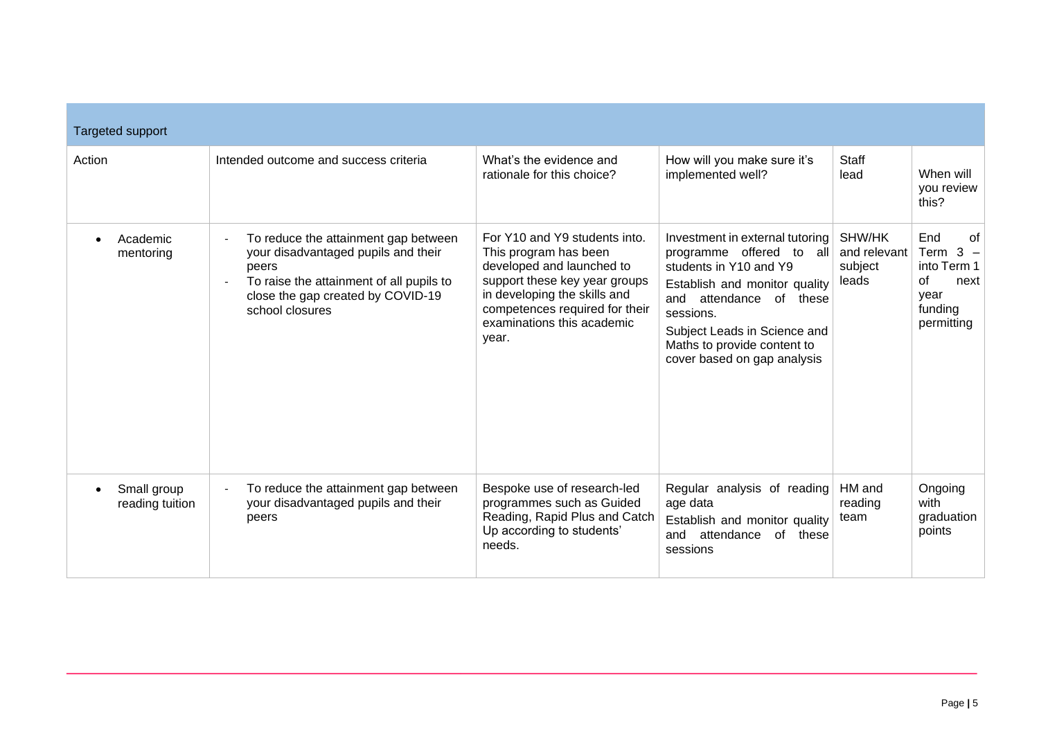| Targeted support | | | | | |
|---|---|---|---|---|---|
| Action | Intended outcome and success criteria | What's the evidence and rationale for this choice? | How will you make sure it's implemented well? | Staff lead | When will you review this? |
| • Academic mentoring | - To reduce the attainment gap between your disadvantaged pupils and their peers<br>- To raise the attainment of all pupils to close the gap created by COVID-19 school closures | For Y10 and Y9 students into. This program has been developed and launched to support these key year groups in developing the skills and competences required for their examinations this academic year. | Investment in external tutoring programme offered to all students in Y10 and Y9<br>Establish and monitor quality and attendance of these sessions.<br>Subject Leads in Science and Maths to provide content to cover based on gap analysis | SHW/HK and relevant subject leads | End of Term 3 – into Term 1 of next year funding permitting |
| • Small group reading tuition | - To reduce the attainment gap between your disadvantaged pupils and their peers | Bespoke use of research-led programmes such as Guided Reading, Rapid Plus and Catch Up according to students' needs. | Regular analysis of reading age data<br>Establish and monitor quality and attendance of these sessions | HM and reading team | Ongoing with graduation points |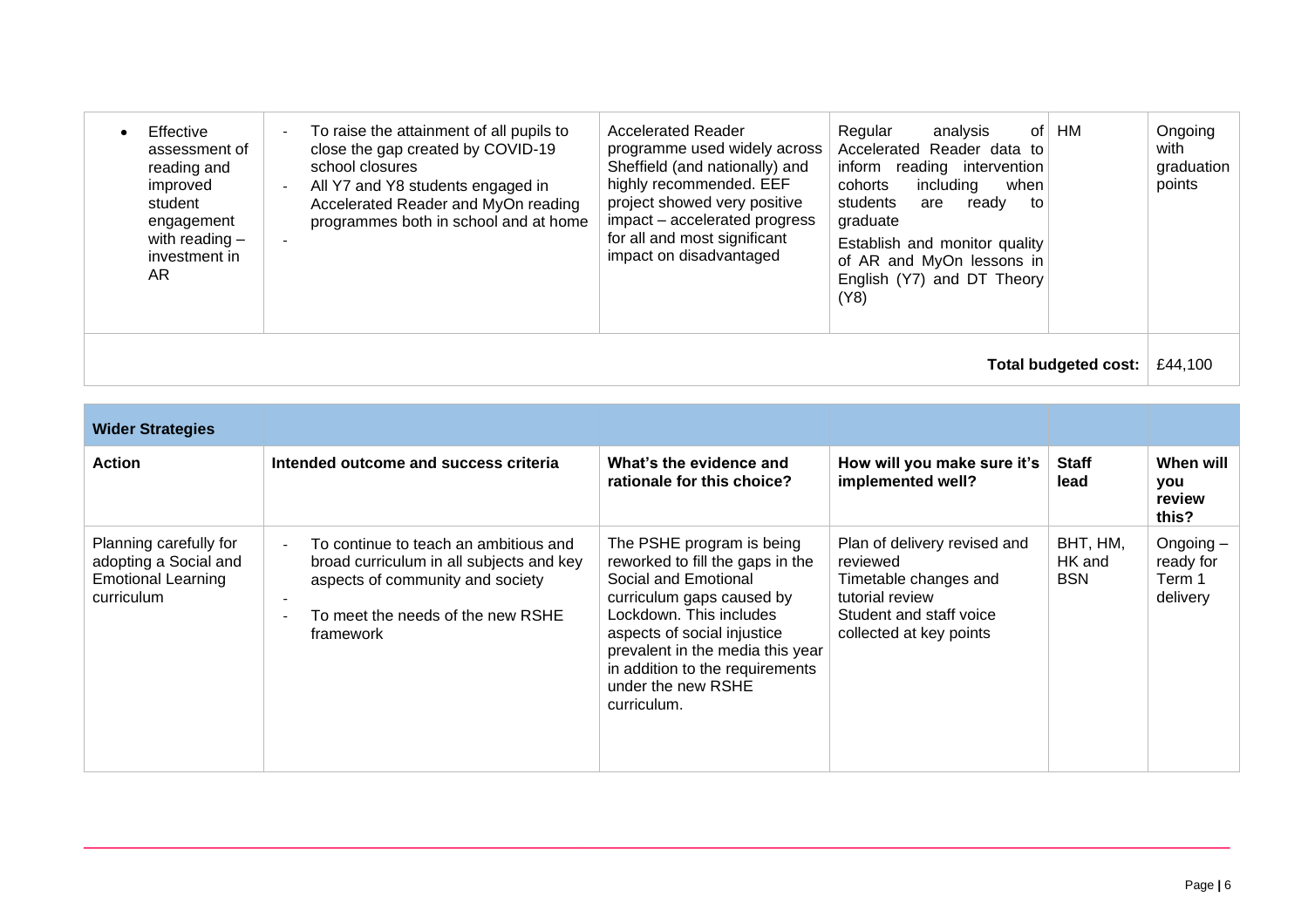| | | | | | |
|---|---|---|---|---|---|
| • Effective assessment of reading and improved student engagement with reading – investment in AR | - To raise the attainment of all pupils to close the gap created by COVID-19 school closures<br>- All Y7 and Y8 students engaged in Accelerated Reader and MyOn reading programmes both in school and at home<br>- | Accelerated Reader programme used widely across Sheffield (and nationally) and highly recommended. EEF project showed very positive impact – accelerated progress for all and most significant impact on disadvantaged | Regular analysis of Accelerated Reader data to inform reading intervention cohorts including when students are ready to graduate<br>Establish and monitor quality of AR and MyOn lessons in English (Y7) and DT Theory (Y8) | HM | Ongoing with graduation points |
| | | | | **Total budgeted cost:** | £44,100 |

| **Wider Strategies** | | | | | |
|---|---|---|---|---|---|
| **Action** | **Intended outcome and success criteria** | **What's the evidence and rationale for this choice?** | **How will you make sure it's implemented well?** | **Staff lead** | **When will you review this?** |
| Planning carefully for adopting a Social and Emotional Learning curriculum | - To continue to teach an ambitious and broad curriculum in all subjects and key aspects of community and society<br>-<br>- To meet the needs of the new RSHE framework | The PSHE program is being reworked to fill the gaps in the Social and Emotional curriculum gaps caused by Lockdown. This includes aspects of social injustice prevalent in the media this year in addition to the requirements under the new RSHE curriculum. | Plan of delivery revised and reviewed<br>Timetable changes and tutorial review<br>Student and staff voice collected at key points | BHT, HM, HK and BSN | Ongoing – ready for Term 1 delivery |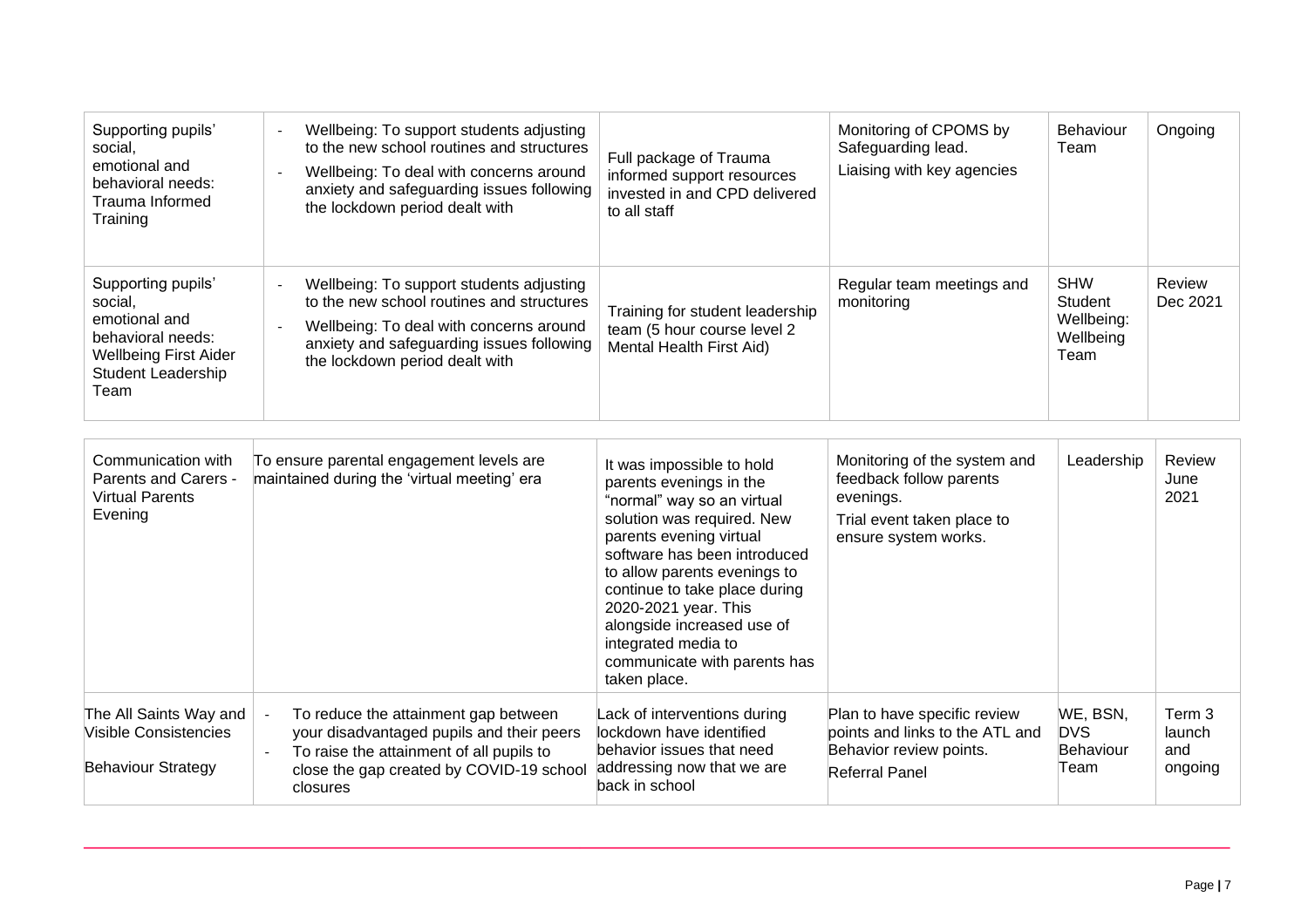| Supporting pupils' social, emotional and behavioral needs: Trauma Informed Training | - Wellbeing: To support students adjusting to the new school routines and structures<br>- Wellbeing: To deal with concerns around anxiety and safeguarding issues following the lockdown period dealt with | Full package of Trauma informed support resources invested in and CPD delivered to all staff | Monitoring of CPOMS by Safeguarding lead.<br>Liaising with key agencies | Behaviour Team | Ongoing |
|---|---|---|---|---|---|
| Supporting pupils' social, emotional and behavioral needs: Wellbeing First Aider Student Leadership Team | - Wellbeing: To support students adjusting to the new school routines and structures<br>- Wellbeing: To deal with concerns around anxiety and safeguarding issues following the lockdown period dealt with | Training for student leadership team (5 hour course level 2 Mental Health First Aid) | Regular team meetings and monitoring | SHW Student Wellbeing: Wellbeing Team | Review Dec 2021 |

| Communication with Parents and Carers - Virtual Parents Evening | To ensure parental engagement levels are maintained during the 'virtual meeting' era | It was impossible to hold parents evenings in the "normal" way so an virtual solution was required. New parents evening virtual software has been introduced to allow parents evenings to continue to take place during 2020-2021 year. This alongside increased use of integrated media to communicate with parents has taken place. | Monitoring of the system and feedback follow parents evenings.<br>Trial event taken place to ensure system works. | Leadership | Review June 2021 |
|---|---|---|---|---|---|
| The All Saints Way and Visible Consistencies<br><br>Behaviour Strategy | - To reduce the attainment gap between your disadvantaged pupils and their peers<br>- To raise the attainment of all pupils to close the gap created by COVID-19 school closures | Lack of interventions during lockdown have identified behavior issues that need addressing now that we are back in school | Plan to have specific review points and links to the ATL and Behavior review points.<br>Referral Panel | WE, BSN, DVS Behaviour Team | Term 3 launch and ongoing |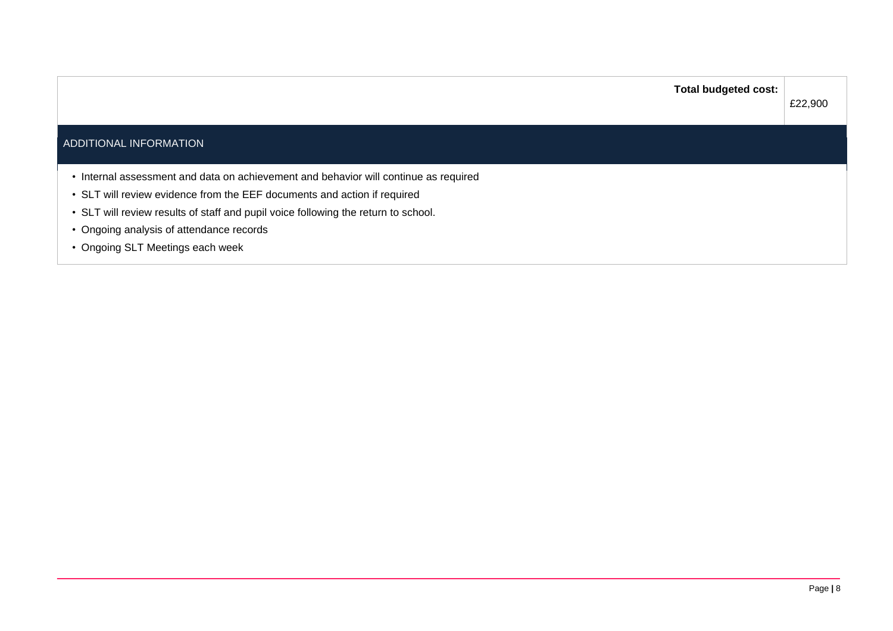| | |
|---|---|
| **Total budgeted cost:** | £22,900 |

## ADDITIONAL INFORMATION

- Internal assessment and data on achievement and behavior will continue as required
- SLT will review evidence from the EEF documents and action if required
- SLT will review results of staff and pupil voice following the return to school.
- Ongoing analysis of attendance records
- Ongoing SLT Meetings each week